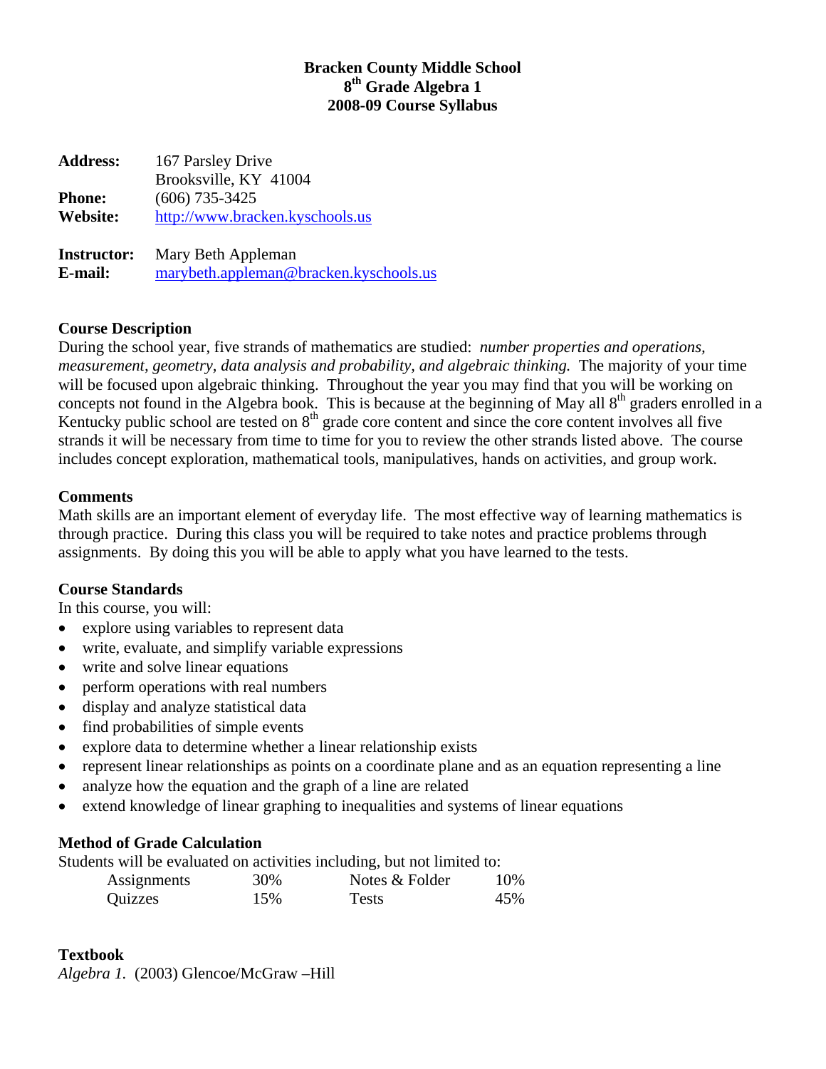# Bracken County Middle School
## 8th Grade Algebra 1
## 2008-09 Course Syllabus

**Address:** 167 Parsley Drive
Brooksville, KY 41004
**Phone:** (606) 735-3425
**Website:** http://www.bracken.kyschools.us

**Instructor:** Mary Beth Appleman
**E-mail:** marybeth.appleman@bracken.kyschools.us

### Course Description

During the school year, five strands of mathematics are studied: *number properties and operations, measurement, geometry, data analysis and probability, and algebraic thinking.* The majority of your time will be focused upon algebraic thinking. Throughout the year you may find that you will be working on concepts not found in the Algebra book. This is because at the beginning of May all 8th graders enrolled in a Kentucky public school are tested on 8th grade core content and since the core content involves all five strands it will be necessary from time to time for you to review the other strands listed above. The course includes concept exploration, mathematical tools, manipulatives, hands on activities, and group work.

### Comments

Math skills are an important element of everyday life. The most effective way of learning mathematics is through practice. During this class you will be required to take notes and practice problems through assignments. By doing this you will be able to apply what you have learned to the tests.

### Course Standards

In this course, you will:

- explore using variables to represent data
- write, evaluate, and simplify variable expressions
- write and solve linear equations
- perform operations with real numbers
- display and analyze statistical data
- find probabilities of simple events
- explore data to determine whether a linear relationship exists
- represent linear relationships as points on a coordinate plane and as an equation representing a line
- analyze how the equation and the graph of a line are related
- extend knowledge of linear graphing to inequalities and systems of linear equations

### Method of Grade Calculation

Students will be evaluated on activities including, but not limited to:

| | | | |
|---|---|---|---|
| Assignments | 30% | Notes & Folder | 10% |
| Quizzes | 15% | Tests | 45% |

### Textbook

*Algebra 1.* (2003) Glencoe/McGraw –Hill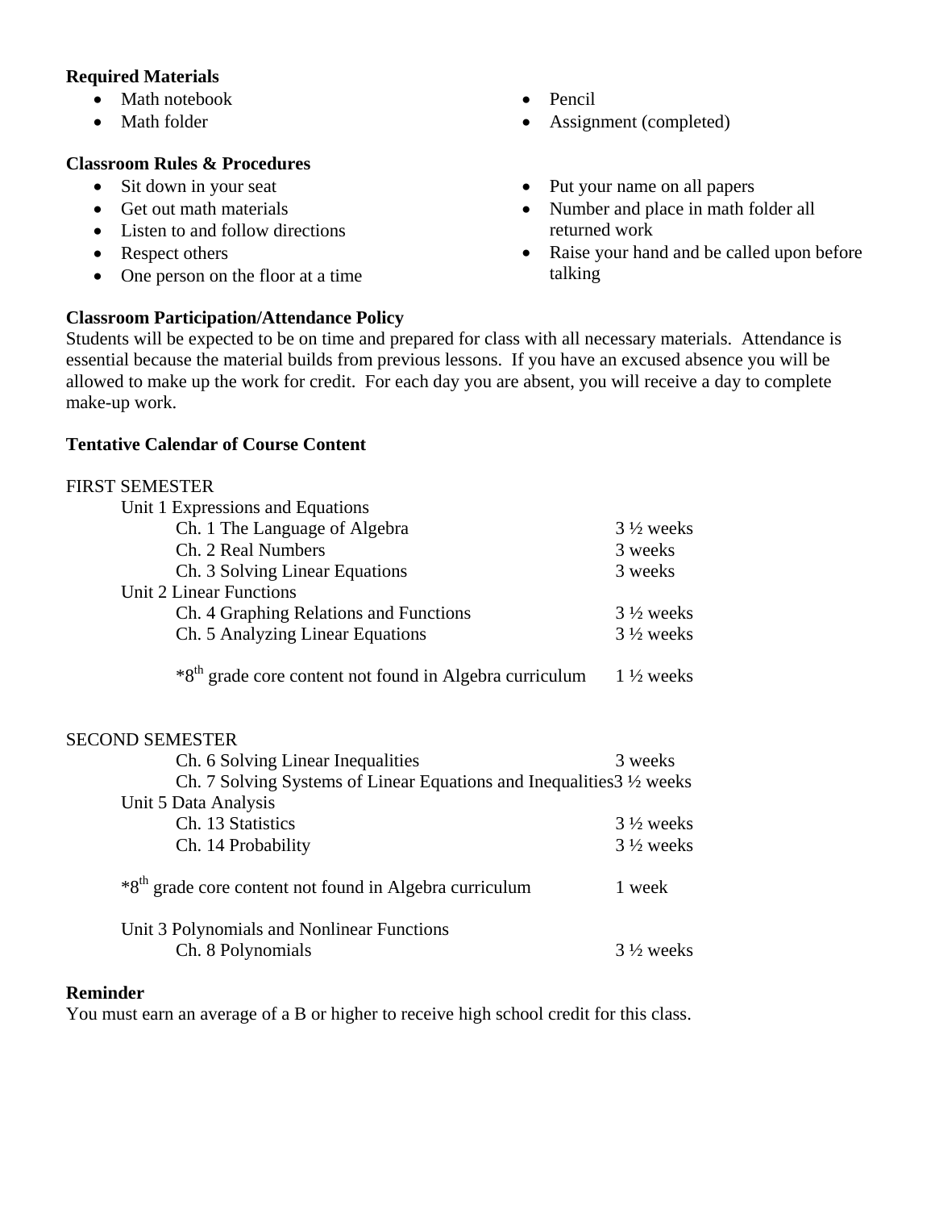**Required Materials**

- Math notebook
- Math folder
- Pencil
- Assignment (completed)

**Classroom Rules & Procedures**

- Sit down in your seat
- Get out math materials
- Listen to and follow directions
- Respect others
- One person on the floor at a time
- Put your name on all papers
- Number and place in math folder all returned work
- Raise your hand and be called upon before talking

**Classroom Participation/Attendance Policy**

Students will be expected to be on time and prepared for class with all necessary materials. Attendance is essential because the material builds from previous lessons. If you have an excused absence you will be allowed to make up the work for credit. For each day you are absent, you will receive a day to complete make-up work.

**Tentative Calendar of Course Content**

FIRST SEMESTER

| | |
|---|---|
| Unit 1 Expressions and Equations | |
| Ch. 1 The Language of Algebra | 3 ½ weeks |
| Ch. 2 Real Numbers | 3 weeks |
| Ch. 3 Solving Linear Equations | 3 weeks |
| Unit 2 Linear Functions | |
| Ch. 4 Graphing Relations and Functions | 3 ½ weeks |
| Ch. 5 Analyzing Linear Equations | 3 ½ weeks |
| *8th grade core content not found in Algebra curriculum | 1 ½ weeks |

SECOND SEMESTER

| | |
|---|---|
| Ch. 6 Solving Linear Inequalities | 3 weeks |
| Ch. 7 Solving Systems of Linear Equations and Inequalities | 3 ½ weeks |
| Unit 5 Data Analysis | |
| Ch. 13 Statistics | 3 ½ weeks |
| Ch. 14 Probability | 3 ½ weeks |
| *8th grade core content not found in Algebra curriculum | 1 week |
| Unit 3 Polynomials and Nonlinear Functions | |
| Ch. 8 Polynomials | 3 ½ weeks |

**Reminder**

You must earn an average of a B or higher to receive high school credit for this class.